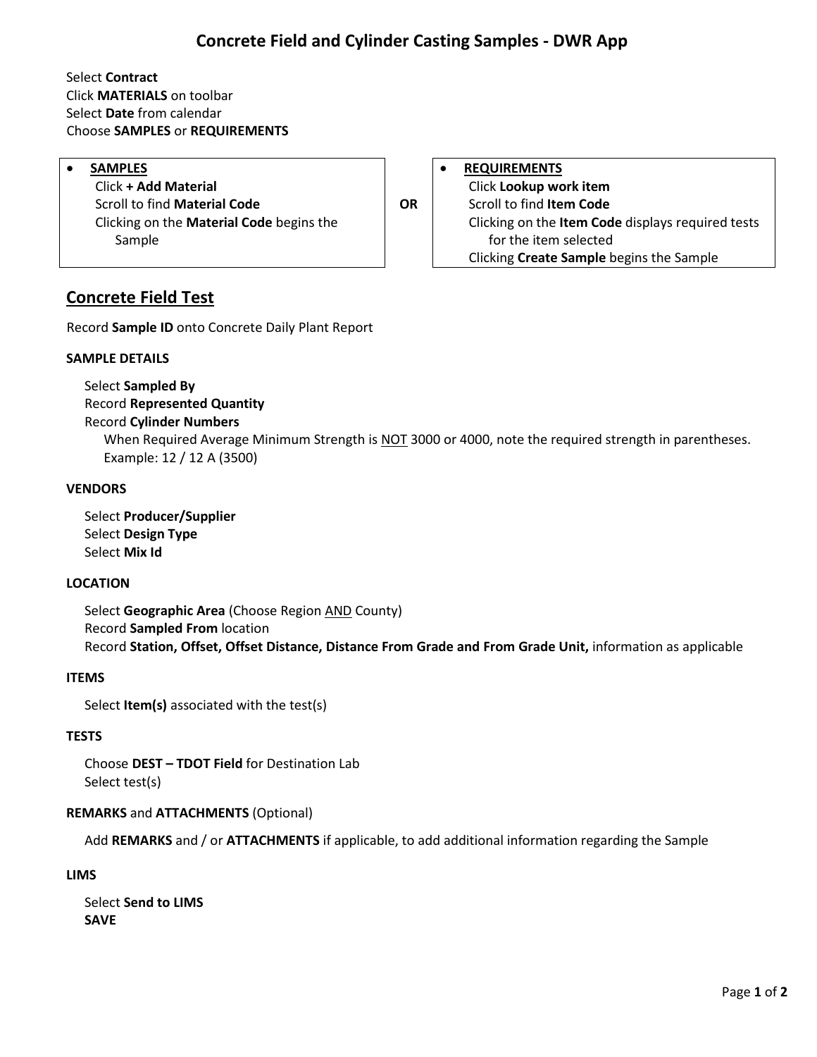# Concrete Field and Cylinder Casting Samples - DWR App

Select **Contract**
Click **MATERIALS** on toolbar
Select **Date** from calendar
Choose **SAMPLES** or **REQUIREMENTS**

| • **SAMPLES** | | • **REQUIREMENTS** |
|---|---|---|
| Click **+ Add Material**<br>Scroll to find **Material Code**<br>Clicking on the **Material Code** begins the Sample | **OR** | Click **Lookup work item**<br>Scroll to find **Item Code**<br>Clicking on the **Item Code** displays required tests for the item selected<br>Clicking **Create Sample** begins the Sample |

## Concrete Field Test

Record **Sample ID** onto Concrete Daily Plant Report

**SAMPLE DETAILS**

Select **Sampled By**
Record **Represented Quantity**
Record **Cylinder Numbers**
When Required Average Minimum Strength is NOT 3000 or 4000, note the required strength in parentheses. Example: 12 / 12 A (3500)

**VENDORS**

Select **Producer/Supplier**
Select **Design Type**
Select **Mix Id**

**LOCATION**

Select **Geographic Area** (Choose Region AND County)
Record **Sampled From** location
Record **Station, Offset, Offset Distance, Distance From Grade and From Grade Unit,** information as applicable

**ITEMS**

Select **Item(s)** associated with the test(s)

**TESTS**

Choose **DEST – TDOT Field** for Destination Lab
Select test(s)

**REMARKS** and **ATTACHMENTS** (Optional)

Add **REMARKS** and / or **ATTACHMENTS** if applicable, to add additional information regarding the Sample

**LIMS**

Select **Send to LIMS**
**SAVE**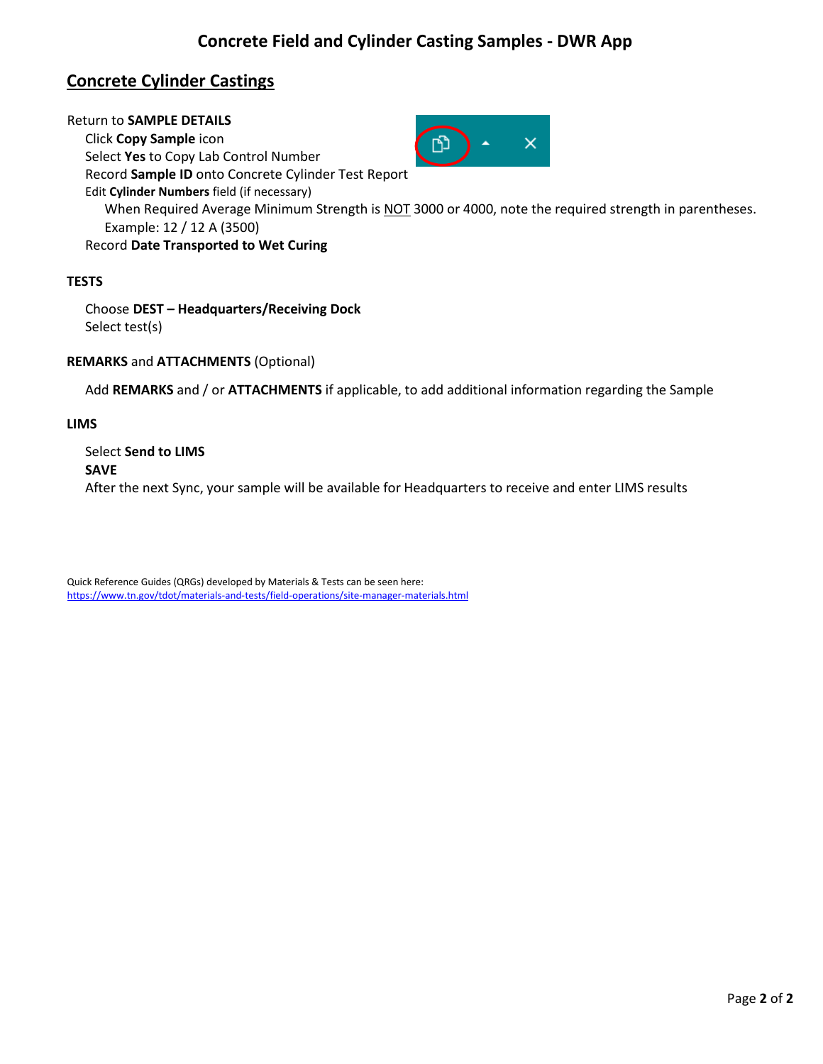# Concrete Field and Cylinder Casting Samples - DWR App

## Concrete Cylinder Castings

Return to **SAMPLE DETAILS**

- Click **Copy Sample** icon
- Select **Yes** to Copy Lab Control Number
- Record **Sample ID** onto Concrete Cylinder Test Report
- Edit **Cylinder Numbers** field (if necessary)
  - When Required Average Minimum Strength is NOT 3000 or 4000, note the required strength in parentheses.
  - Example: 12 / 12 A (3500)
- Record **Date Transported to Wet Curing**

**TESTS**

- Choose **DEST – Headquarters/Receiving Dock**
- Select test(s)

**REMARKS** and **ATTACHMENTS** (Optional)

- Add **REMARKS** and / or **ATTACHMENTS** if applicable, to add additional information regarding the Sample

**LIMS**

- Select **Send to LIMS**
- **SAVE**
- After the next Sync, your sample will be available for Headquarters to receive and enter LIMS results

Quick Reference Guides (QRGs) developed by Materials & Tests can be seen here:
https://www.tn.gov/tdot/materials-and-tests/field-operations/site-manager-materials.html